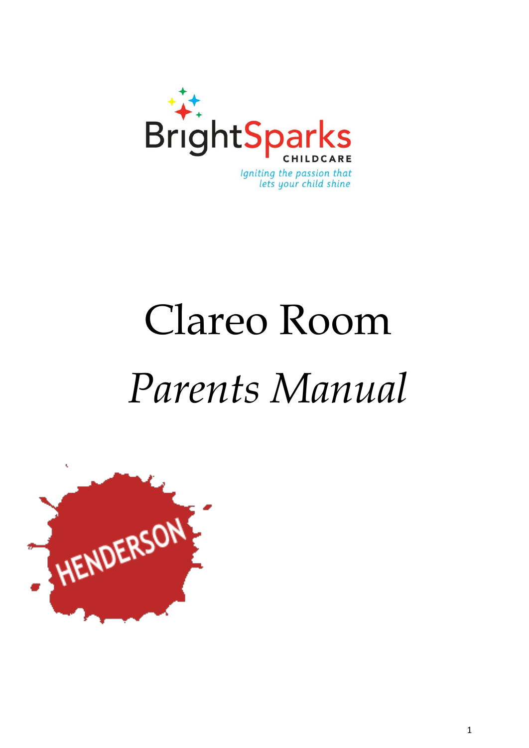BrightSparks

CHILDCARE

*Igniting the passion that lets your child shine*

# Clareo Room

# *Parents Manual*

HENDERSON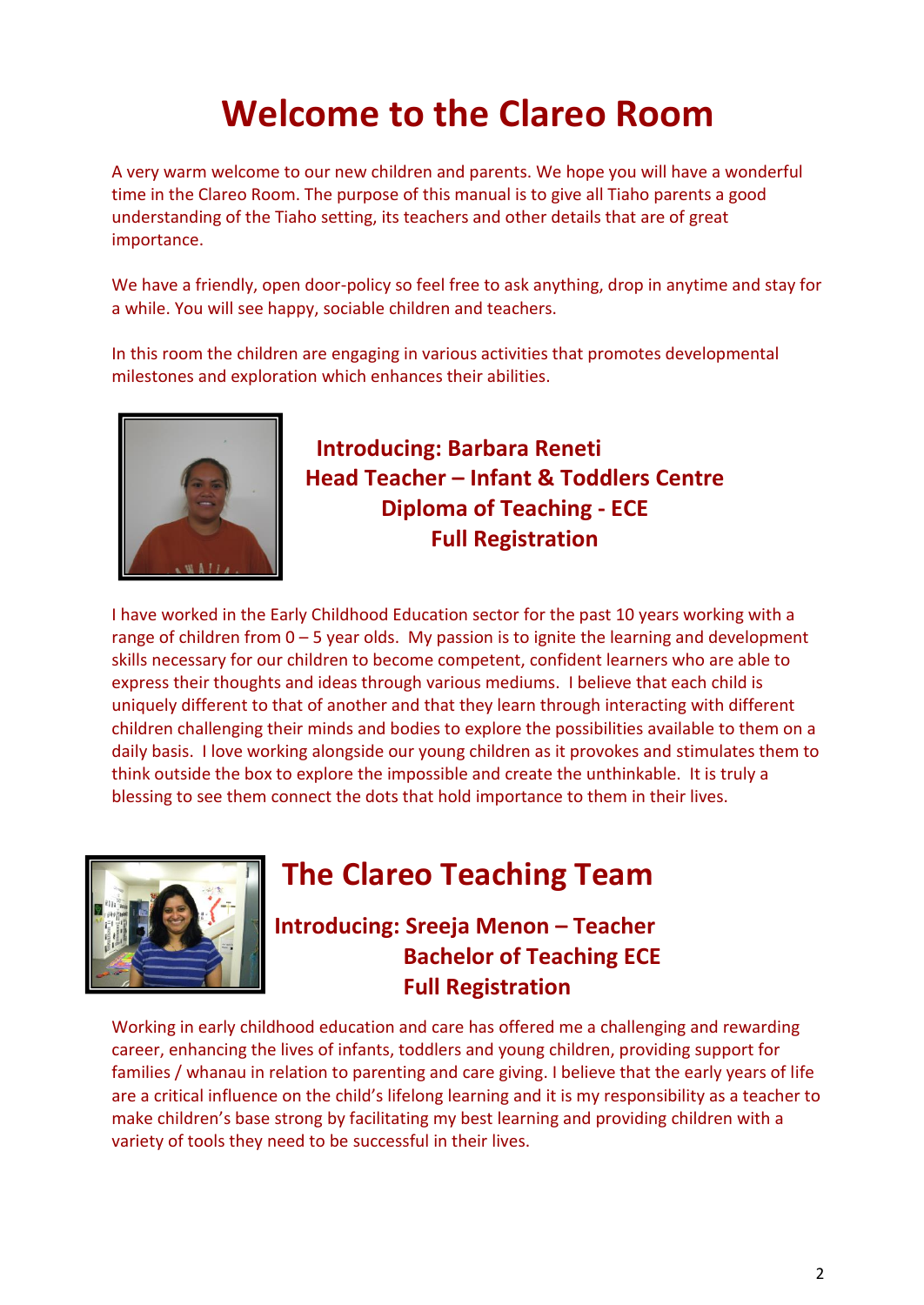# Welcome to the Clareo Room

A very warm welcome to our new children and parents. We hope you will have a wonderful time in the Clareo Room. The purpose of this manual is to give all Tiaho parents a good understanding of the Tiaho setting, its teachers and other details that are of great importance.

We have a friendly, open door-policy so feel free to ask anything, drop in anytime and stay for a while. You will see happy, sociable children and teachers.

In this room the children are engaging in various activities that promotes developmental milestones and exploration which enhances their abilities.

**Introducing: Barbara Reneti**
**Head Teacher – Infant & Toddlers Centre**
**Diploma of Teaching - ECE**
**Full Registration**

I have worked in the Early Childhood Education sector for the past 10 years working with a range of children from 0 – 5 year olds. My passion is to ignite the learning and development skills necessary for our children to become competent, confident learners who are able to express their thoughts and ideas through various mediums. I believe that each child is uniquely different to that of another and that they learn through interacting with different children challenging their minds and bodies to explore the possibilities available to them on a daily basis. I love working alongside our young children as it provokes and stimulates them to think outside the box to explore the impossible and create the unthinkable. It is truly a blessing to see them connect the dots that hold importance to them in their lives.

## The Clareo Teaching Team

**Introducing: Sreeja Menon – Teacher**
**Bachelor of Teaching ECE**
**Full Registration**

Working in early childhood education and care has offered me a challenging and rewarding career, enhancing the lives of infants, toddlers and young children, providing support for families / whanau in relation to parenting and care giving. I believe that the early years of life are a critical influence on the child's lifelong learning and it is my responsibility as a teacher to make children's base strong by facilitating my best learning and providing children with a variety of tools they need to be successful in their lives.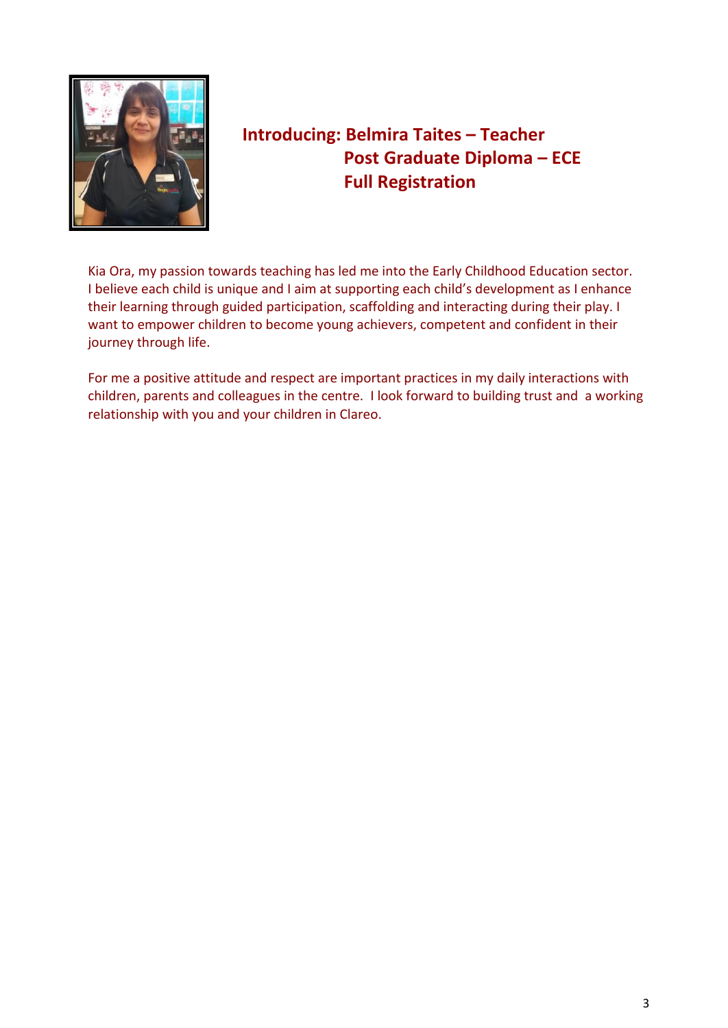## Introducing: Belmira Taites – Teacher
## Post Graduate Diploma – ECE
## Full Registration

Kia Ora, my passion towards teaching has led me into the Early Childhood Education sector. I believe each child is unique and I aim at supporting each child's development as I enhance their learning through guided participation, scaffolding and interacting during their play. I want to empower children to become young achievers, competent and confident in their journey through life.

For me a positive attitude and respect are important practices in my daily interactions with children, parents and colleagues in the centre. I look forward to building trust and a working relationship with you and your children in Clareo.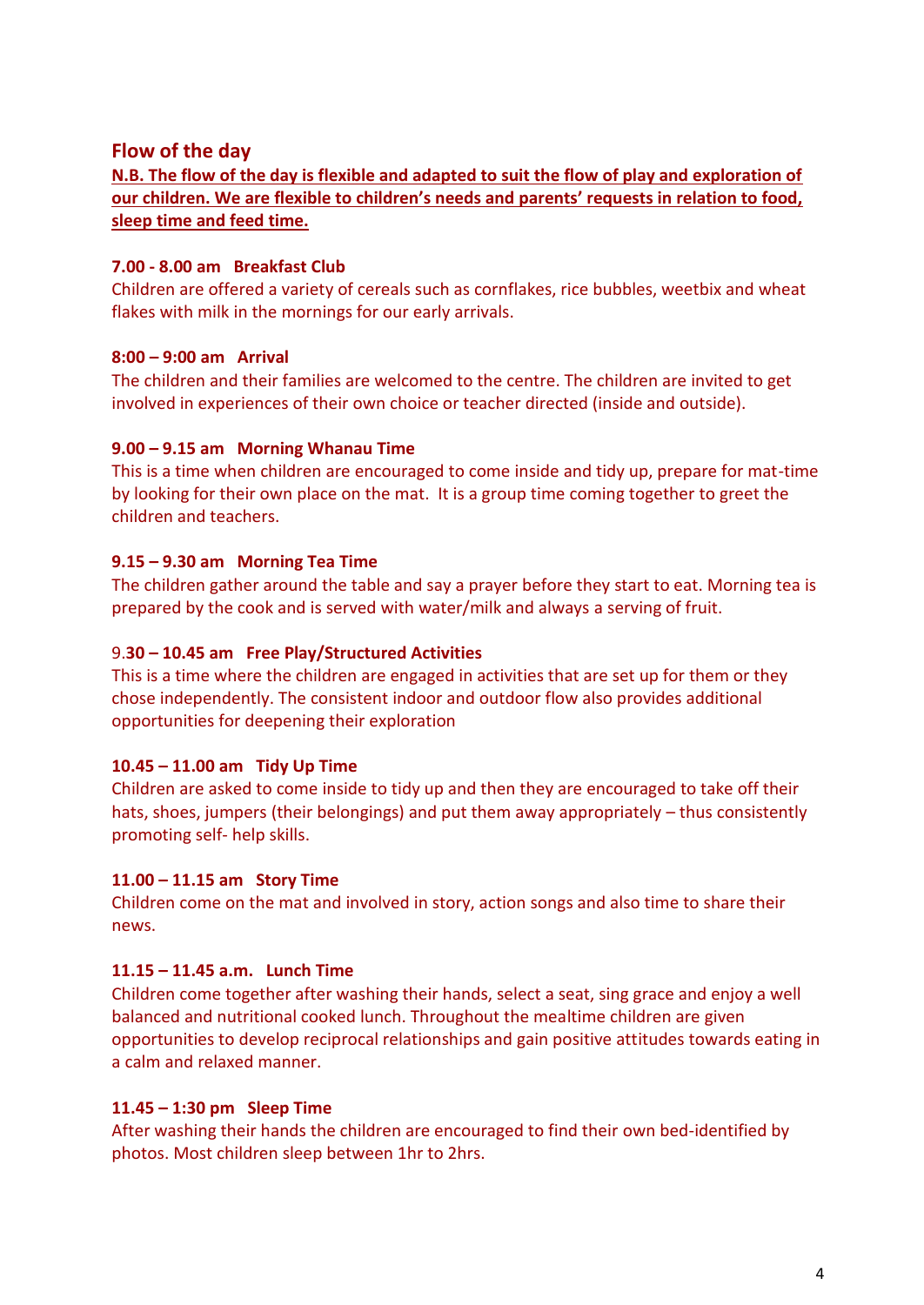## Flow of the day

**N.B. The flow of the day is flexible and adapted to suit the flow of play and exploration of our children. We are flexible to children's needs and parents' requests in relation to food, sleep time and feed time.**

**7.00 - 8.00 am   Breakfast Club**

Children are offered a variety of cereals such as cornflakes, rice bubbles, weetbix and wheat flakes with milk in the mornings for our early arrivals.

**8:00 – 9:00 am   Arrival**

The children and their families are welcomed to the centre. The children are invited to get involved in experiences of their own choice or teacher directed (inside and outside).

**9.00 – 9.15 am   Morning Whanau Time**

This is a time when children are encouraged to come inside and tidy up, prepare for mat-time by looking for their own place on the mat. It is a group time coming together to greet the children and teachers.

**9.15 – 9.30 am   Morning Tea Time**

The children gather around the table and say a prayer before they start to eat. Morning tea is prepared by the cook and is served with water/milk and always a serving of fruit.

9.**30 – 10.45 am   Free Play/Structured Activities**

This is a time where the children are engaged in activities that are set up for them or they chose independently. The consistent indoor and outdoor flow also provides additional opportunities for deepening their exploration

**10.45 – 11.00 am   Tidy Up Time**

Children are asked to come inside to tidy up and then they are encouraged to take off their hats, shoes, jumpers (their belongings) and put them away appropriately – thus consistently promoting self- help skills.

**11.00 – 11.15 am   Story Time**

Children come on the mat and involved in story, action songs and also time to share their news.

**11.15 – 11.45 a.m.   Lunch Time**

Children come together after washing their hands, select a seat, sing grace and enjoy a well balanced and nutritional cooked lunch. Throughout the mealtime children are given opportunities to develop reciprocal relationships and gain positive attitudes towards eating in a calm and relaxed manner.

**11.45 – 1:30 pm   Sleep Time**

After washing their hands the children are encouraged to find their own bed-identified by photos. Most children sleep between 1hr to 2hrs.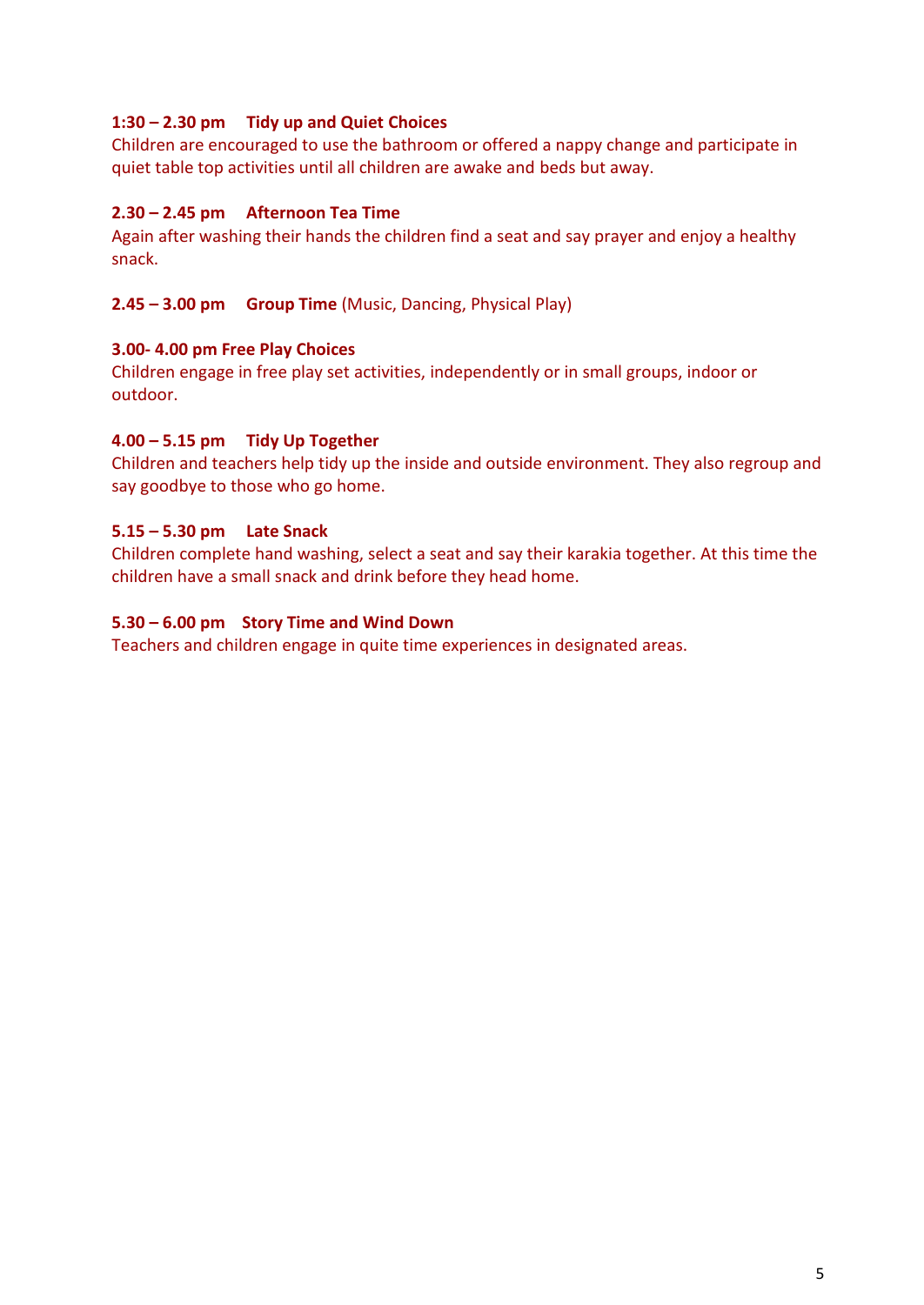**1:30 – 2.30 pm Tidy up and Quiet Choices**
Children are encouraged to use the bathroom or offered a nappy change and participate in quiet table top activities until all children are awake and beds but away.

**2.30 – 2.45 pm Afternoon Tea Time**
Again after washing their hands the children find a seat and say prayer and enjoy a healthy snack.

**2.45 – 3.00 pm Group Time** (Music, Dancing, Physical Play)

**3.00- 4.00 pm Free Play Choices**
Children engage in free play set activities, independently or in small groups, indoor or outdoor.

**4.00 – 5.15 pm Tidy Up Together**
Children and teachers help tidy up the inside and outside environment. They also regroup and say goodbye to those who go home.

**5.15 – 5.30 pm Late Snack**
Children complete hand washing, select a seat and say their karakia together. At this time the children have a small snack and drink before they head home.

**5.30 – 6.00 pm Story Time and Wind Down**
Teachers and children engage in quite time experiences in designated areas.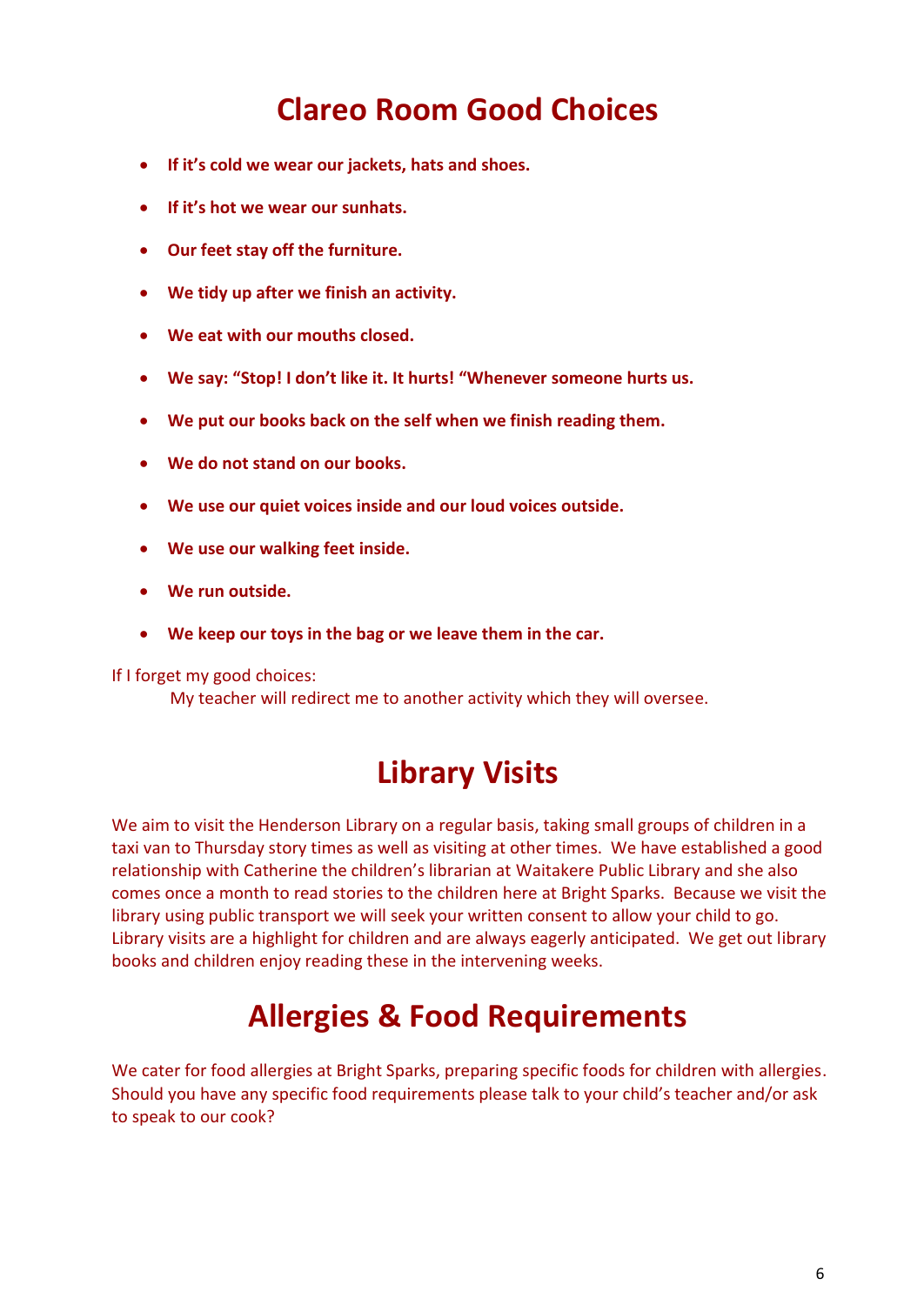# Clareo Room Good Choices

- **If it's cold we wear our jackets, hats and shoes.**
- **If it's hot we wear our sunhats.**
- **Our feet stay off the furniture.**
- **We tidy up after we finish an activity.**
- **We eat with our mouths closed.**
- **We say: "Stop! I don't like it. It hurts! "Whenever someone hurts us.**
- **We put our books back on the self when we finish reading them.**
- **We do not stand on our books.**
- **We use our quiet voices inside and our loud voices outside.**
- **We use our walking feet inside.**
- **We run outside.**
- **We keep our toys in the bag or we leave them in the car.**

If I forget my good choices:

My teacher will redirect me to another activity which they will oversee.

# Library Visits

We aim to visit the Henderson Library on a regular basis, taking small groups of children in a taxi van to Thursday story times as well as visiting at other times. We have established a good relationship with Catherine the children's librarian at Waitakere Public Library and she also comes once a month to read stories to the children here at Bright Sparks. Because we visit the library using public transport we will seek your written consent to allow your child to go. Library visits are a highlight for children and are always eagerly anticipated. We get out library books and children enjoy reading these in the intervening weeks.

# Allergies & Food Requirements

We cater for food allergies at Bright Sparks, preparing specific foods for children with allergies. Should you have any specific food requirements please talk to your child's teacher and/or ask to speak to our cook?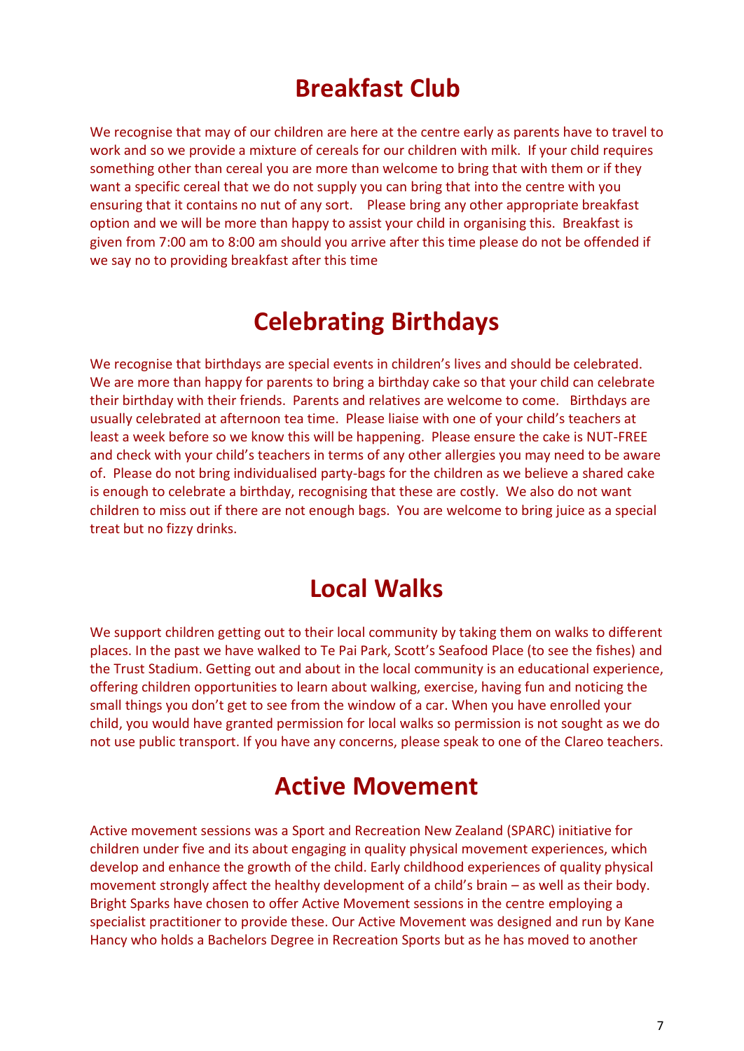# Breakfast Club

We recognise that may of our children are here at the centre early as parents have to travel to work and so we provide a mixture of cereals for our children with milk. If your child requires something other than cereal you are more than welcome to bring that with them or if they want a specific cereal that we do not supply you can bring that into the centre with you ensuring that it contains no nut of any sort. Please bring any other appropriate breakfast option and we will be more than happy to assist your child in organising this. Breakfast is given from 7:00 am to 8:00 am should you arrive after this time please do not be offended if we say no to providing breakfast after this time

# Celebrating Birthdays

We recognise that birthdays are special events in children's lives and should be celebrated. We are more than happy for parents to bring a birthday cake so that your child can celebrate their birthday with their friends. Parents and relatives are welcome to come. Birthdays are usually celebrated at afternoon tea time. Please liaise with one of your child's teachers at least a week before so we know this will be happening. Please ensure the cake is NUT-FREE and check with your child's teachers in terms of any other allergies you may need to be aware of. Please do not bring individualised party-bags for the children as we believe a shared cake is enough to celebrate a birthday, recognising that these are costly. We also do not want children to miss out if there are not enough bags. You are welcome to bring juice as a special treat but no fizzy drinks.

# Local Walks

We support children getting out to their local community by taking them on walks to different places. In the past we have walked to Te Pai Park, Scott's Seafood Place (to see the fishes) and the Trust Stadium. Getting out and about in the local community is an educational experience, offering children opportunities to learn about walking, exercise, having fun and noticing the small things you don't get to see from the window of a car. When you have enrolled your child, you would have granted permission for local walks so permission is not sought as we do not use public transport. If you have any concerns, please speak to one of the Clareo teachers.

# Active Movement

Active movement sessions was a Sport and Recreation New Zealand (SPARC) initiative for children under five and its about engaging in quality physical movement experiences, which develop and enhance the growth of the child. Early childhood experiences of quality physical movement strongly affect the healthy development of a child's brain – as well as their body. Bright Sparks have chosen to offer Active Movement sessions in the centre employing a specialist practitioner to provide these. Our Active Movement was designed and run by Kane Hancy who holds a Bachelors Degree in Recreation Sports but as he has moved to another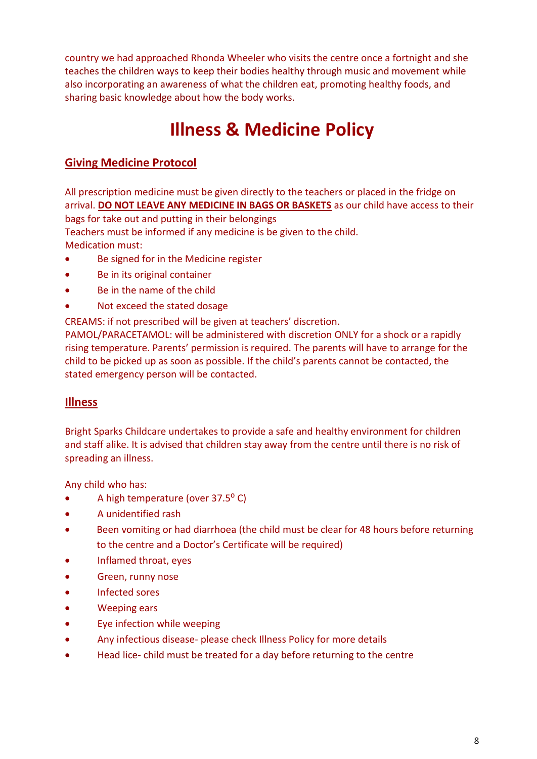country we had approached Rhonda Wheeler who visits the centre once a fortnight and she teaches the children ways to keep their bodies healthy through music and movement while also incorporating an awareness of what the children eat, promoting healthy foods, and sharing basic knowledge about how the body works.

# Illness & Medicine Policy

## Giving Medicine Protocol

All prescription medicine must be given directly to the teachers or placed in the fridge on arrival. **DO NOT LEAVE ANY MEDICINE IN BAGS OR BASKETS** as our child have access to their bags for take out and putting in their belongings

Teachers must be informed if any medicine is be given to the child.

Medication must:

- Be signed for in the Medicine register
- Be in its original container
- Be in the name of the child
- Not exceed the stated dosage

CREAMS: if not prescribed will be given at teachers' discretion.

PAMOL/PARACETAMOL: will be administered with discretion ONLY for a shock or a rapidly rising temperature. Parents' permission is required. The parents will have to arrange for the child to be picked up as soon as possible. If the child's parents cannot be contacted, the stated emergency person will be contacted.

## Illness

Bright Sparks Childcare undertakes to provide a safe and healthy environment for children and staff alike. It is advised that children stay away from the centre until there is no risk of spreading an illness.

Any child who has:

- A high temperature (over 37.5$^{o}$ C)
- A unidentified rash
- Been vomiting or had diarrhoea (the child must be clear for 48 hours before returning to the centre and a Doctor's Certificate will be required)
- Inflamed throat, eyes
- Green, runny nose
- Infected sores
- Weeping ears
- Eye infection while weeping
- Any infectious disease- please check Illness Policy for more details
- Head lice- child must be treated for a day before returning to the centre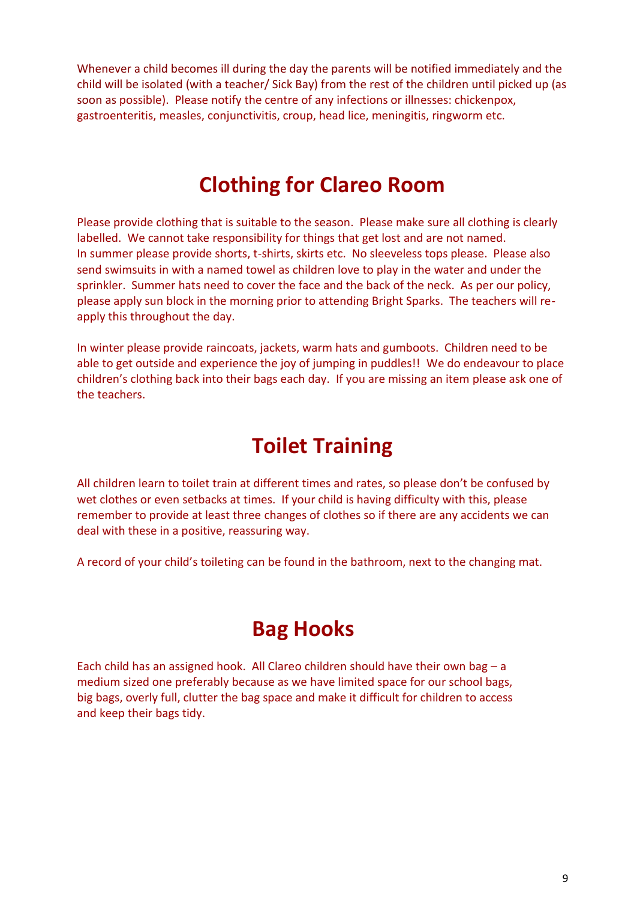Whenever a child becomes ill during the day the parents will be notified immediately and the child will be isolated (with a teacher/ Sick Bay) from the rest of the children until picked up (as soon as possible). Please notify the centre of any infections or illnesses: chickenpox, gastroenteritis, measles, conjunctivitis, croup, head lice, meningitis, ringworm etc.

# Clothing for Clareo Room

Please provide clothing that is suitable to the season. Please make sure all clothing is clearly labelled. We cannot take responsibility for things that get lost and are not named.
In summer please provide shorts, t-shirts, skirts etc. No sleeveless tops please. Please also send swimsuits in with a named towel as children love to play in the water and under the sprinkler. Summer hats need to cover the face and the back of the neck. As per our policy, please apply sun block in the morning prior to attending Bright Sparks. The teachers will re-apply this throughout the day.

In winter please provide raincoats, jackets, warm hats and gumboots. Children need to be able to get outside and experience the joy of jumping in puddles!! We do endeavour to place children's clothing back into their bags each day. If you are missing an item please ask one of the teachers.

# Toilet Training

All children learn to toilet train at different times and rates, so please don't be confused by wet clothes or even setbacks at times. If your child is having difficulty with this, please remember to provide at least three changes of clothes so if there are any accidents we can deal with these in a positive, reassuring way.

A record of your child's toileting can be found in the bathroom, next to the changing mat.

# Bag Hooks

Each child has an assigned hook. All Clareo children should have their own bag – a medium sized one preferably because as we have limited space for our school bags, big bags, overly full, clutter the bag space and make it difficult for children to access and keep their bags tidy.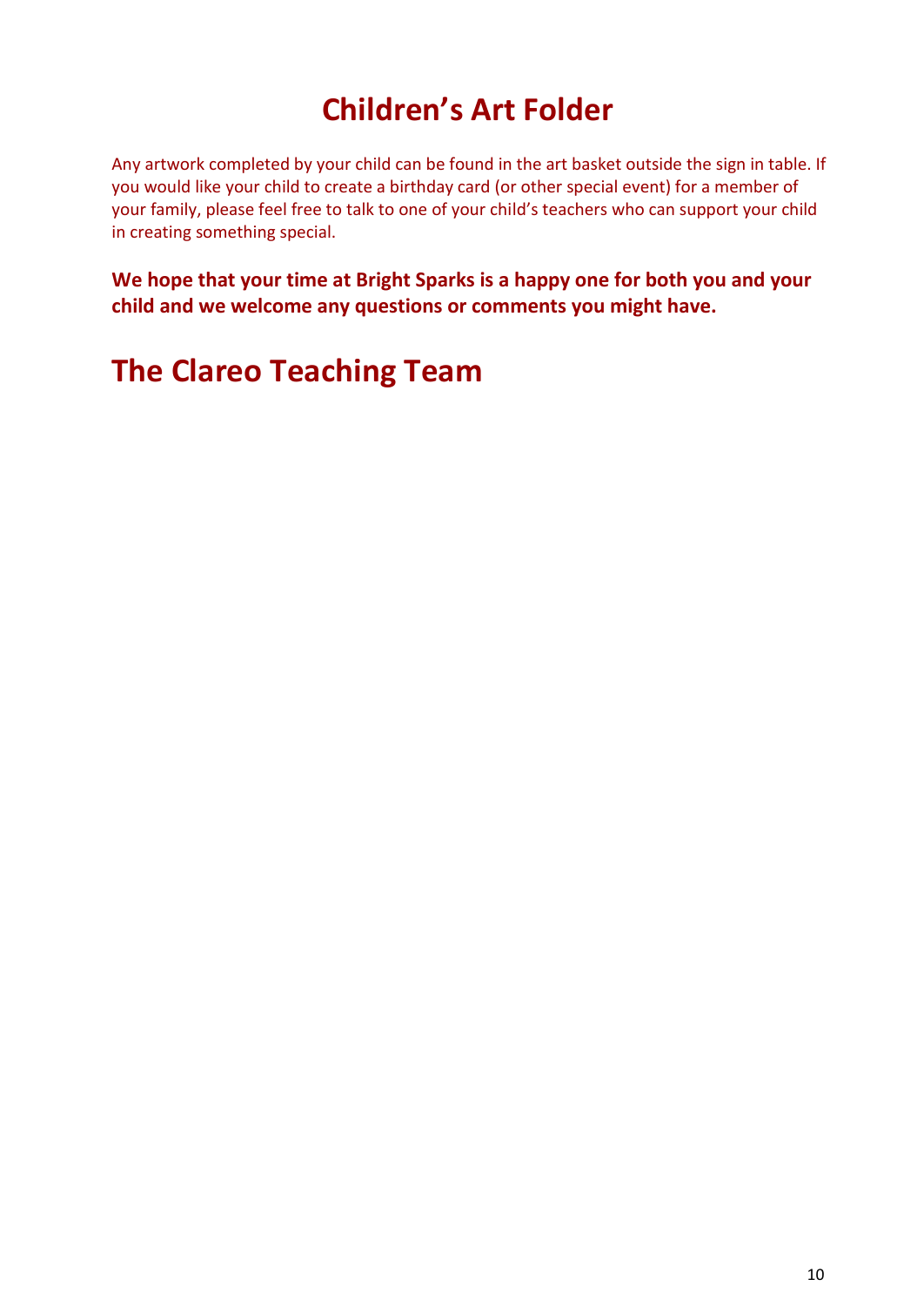# Children's Art Folder

Any artwork completed by your child can be found in the art basket outside the sign in table. If you would like your child to create a birthday card (or other special event) for a member of your family, please feel free to talk to one of your child's teachers who can support your child in creating something special.

**We hope that your time at Bright Sparks is a happy one for both you and your child and we welcome any questions or comments you might have.**

# The Clareo Teaching Team